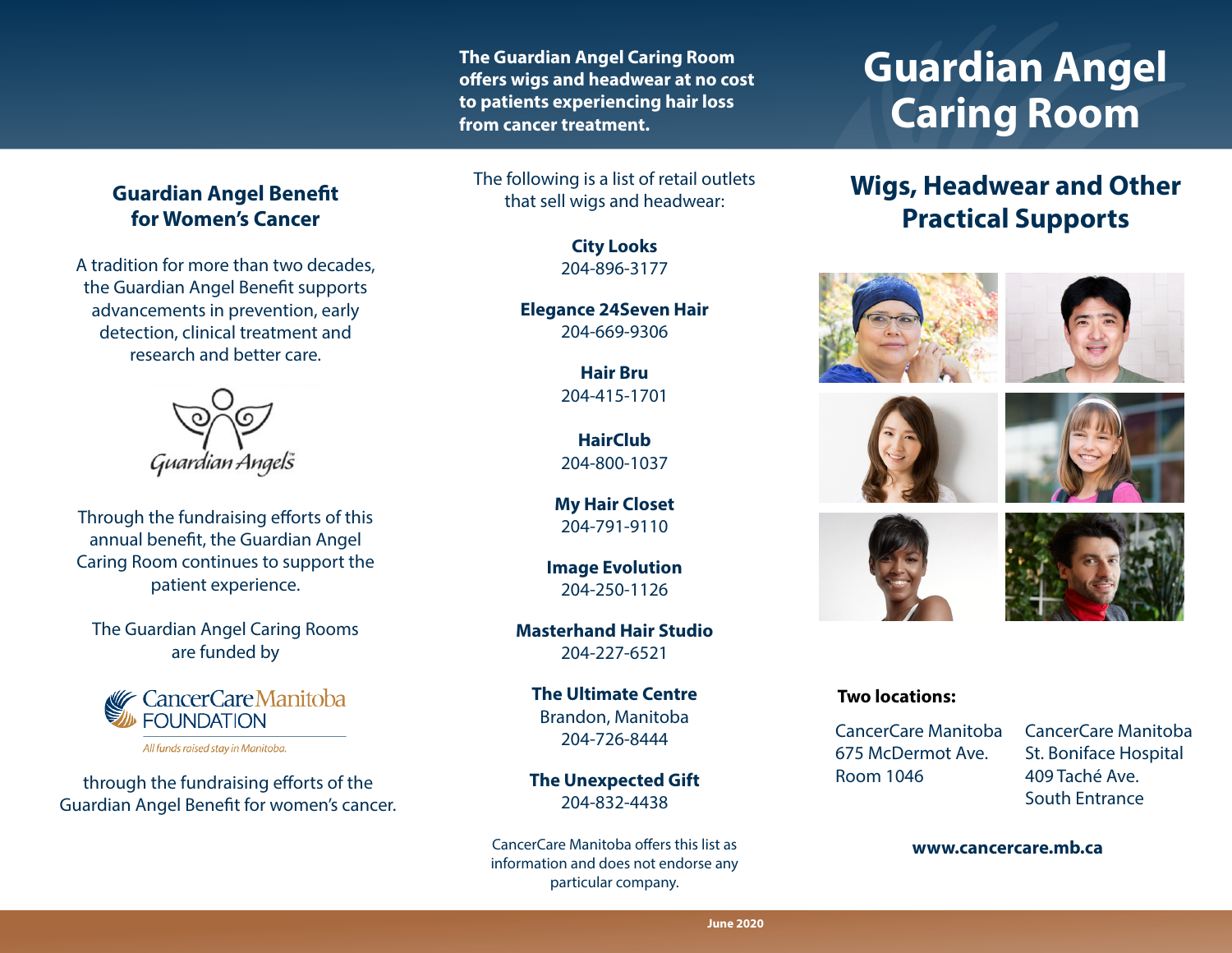# Guardian Angel Caring Room

**The Guardian Angel Caring Room offers wigs and headwear at no cost to patients experiencing hair loss from cancer treatment.**

## Wigs, Headwear and Other Practical Supports

**Two locations:**

CancerCare Manitoba
675 McDermot Ave.
Room 1046

CancerCare Manitoba
St. Boniface Hospital
409 Taché Ave.
South Entrance

**www.cancercare.mb.ca**

## Guardian Angel Benefit for Women's Cancer

A tradition for more than two decades, the Guardian Angel Benefit supports advancements in prevention, early detection, clinical treatment and research and better care.

Guardian Angels

Through the fundraising efforts of this annual benefit, the Guardian Angel Caring Room continues to support the patient experience.

The Guardian Angel Caring Rooms are funded by

CancerCare Manitoba FOUNDATION

*All funds raised stay in Manitoba.*

through the fundraising efforts of the Guardian Angel Benefit for women's cancer.

The following is a list of retail outlets that sell wigs and headwear:

**City Looks**
204-896-3177

**Elegance 24Seven Hair**
204-669-9306

**Hair Bru**
204-415-1701

**HairClub**
204-800-1037

**My Hair Closet**
204-791-9110

**Image Evolution**
204-250-1126

**Masterhand Hair Studio**
204-227-6521

**The Ultimate Centre**
Brandon, Manitoba
204-726-8444

**The Unexpected Gift**
204-832-4438

CancerCare Manitoba offers this list as information and does not endorse any particular company.

June 2020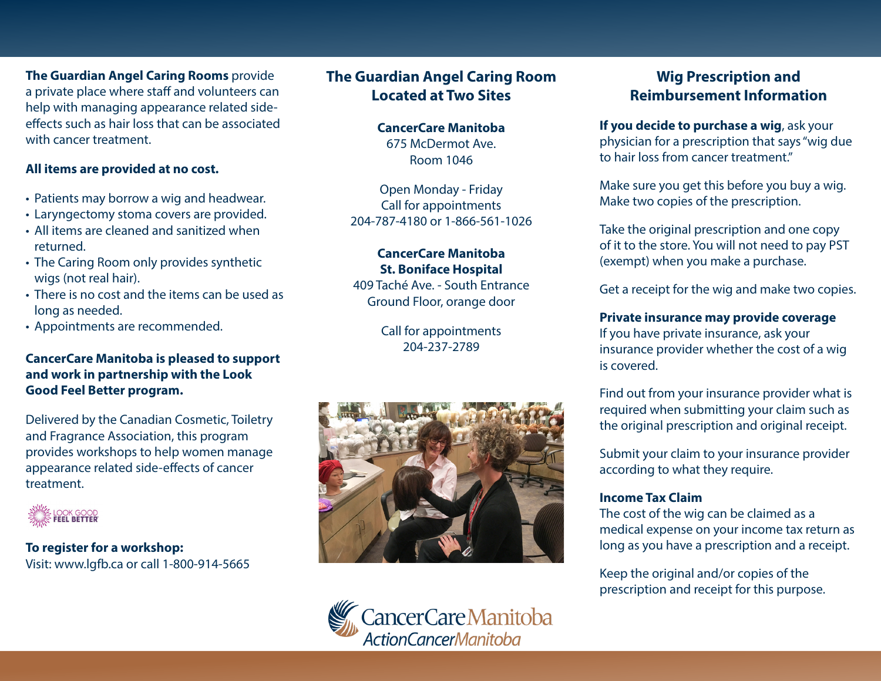**The Guardian Angel Caring Rooms** provide a private place where staff and volunteers can help with managing appearance related side-effects such as hair loss that can be associated with cancer treatment.

**All items are provided at no cost.**

- Patients may borrow a wig and headwear.
- Laryngectomy stoma covers are provided.
- All items are cleaned and sanitized when returned.
- The Caring Room only provides synthetic wigs (not real hair).
- There is no cost and the items can be used as long as needed.
- Appointments are recommended.

**CancerCare Manitoba is pleased to support and work in partnership with the Look Good Feel Better program.**

Delivered by the Canadian Cosmetic, Toiletry and Fragrance Association, this program provides workshops to help women manage appearance related side-effects of cancer treatment.

LOOK GOOD FEEL BETTER

**To register for a workshop:**
Visit: www.lgfb.ca or call 1-800-914-5665

## The Guardian Angel Caring Room Located at Two Sites

**CancerCare Manitoba**
675 McDermot Ave.
Room 1046

Open Monday - Friday
Call for appointments
204-787-4180 or 1-866-561-1026

**CancerCare Manitoba**
**St. Boniface Hospital**
409 Taché Ave. - South Entrance
Ground Floor, orange door

Call for appointments
204-237-2789

CancerCare Manitoba
ActionCancerManitoba

## Wig Prescription and Reimbursement Information

**If you decide to purchase a wig**, ask your physician for a prescription that says "wig due to hair loss from cancer treatment."

Make sure you get this before you buy a wig. Make two copies of the prescription.

Take the original prescription and one copy of it to the store. You will not need to pay PST (exempt) when you make a purchase.

Get a receipt for the wig and make two copies.

**Private insurance may provide coverage**
If you have private insurance, ask your insurance provider whether the cost of a wig is covered.

Find out from your insurance provider what is required when submitting your claim such as the original prescription and original receipt.

Submit your claim to your insurance provider according to what they require.

**Income Tax Claim**
The cost of the wig can be claimed as a medical expense on your income tax return as long as you have a prescription and a receipt.

Keep the original and/or copies of the prescription and receipt for this purpose.